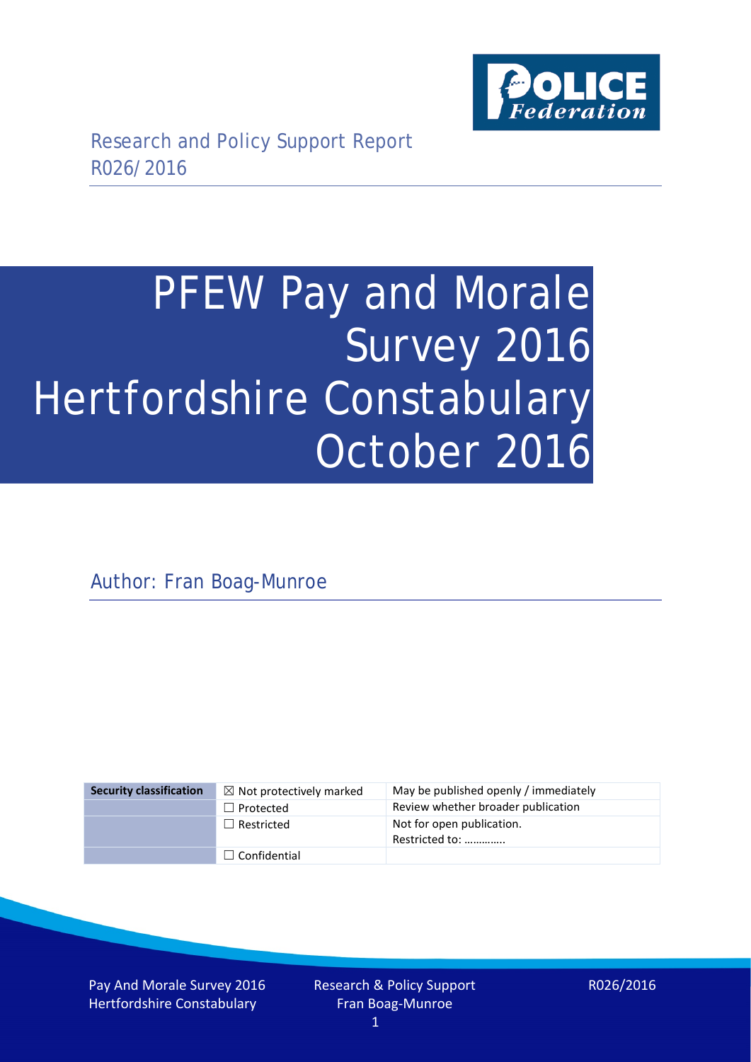Research and Policy Support Report
R026/2016

# PFEW Pay and Morale Survey 2016 Hertfordshire Constabulary October 2016

Author: Fran Boag-Munroe

| Security classification | ☒ Not protectively marked | May be published openly / immediately |
|---|---|---|
| | ☐ Protected | Review whether broader publication |
| | ☐ Restricted | Not for open publication. Restricted to: ………….. |
| | ☐ Confidential | |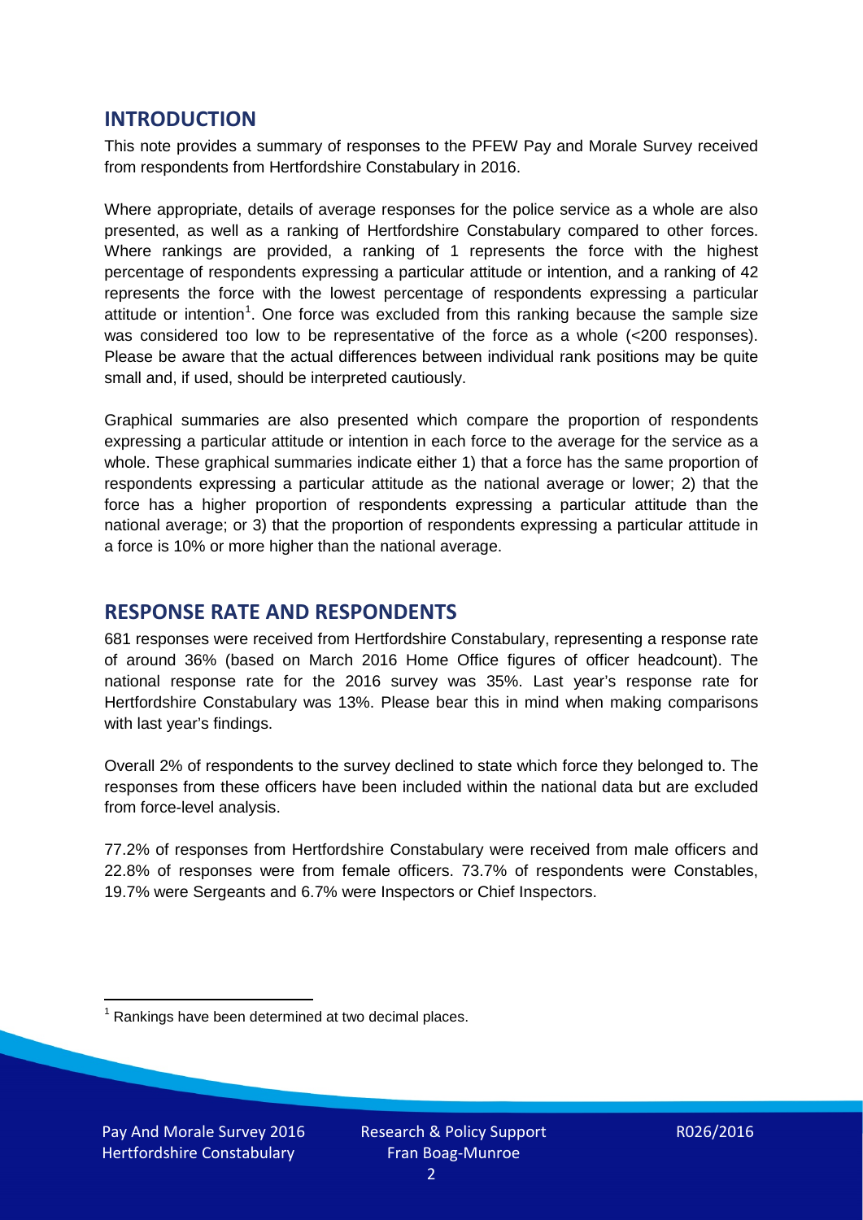## INTRODUCTION

This note provides a summary of responses to the PFEW Pay and Morale Survey received from respondents from Hertfordshire Constabulary in 2016.

Where appropriate, details of average responses for the police service as a whole are also presented, as well as a ranking of Hertfordshire Constabulary compared to other forces. Where rankings are provided, a ranking of 1 represents the force with the highest percentage of respondents expressing a particular attitude or intention, and a ranking of 42 represents the force with the lowest percentage of respondents expressing a particular attitude or intention[1]. One force was excluded from this ranking because the sample size was considered too low to be representative of the force as a whole (<200 responses). Please be aware that the actual differences between individual rank positions may be quite small and, if used, should be interpreted cautiously.

Graphical summaries are also presented which compare the proportion of respondents expressing a particular attitude or intention in each force to the average for the service as a whole. These graphical summaries indicate either 1) that a force has the same proportion of respondents expressing a particular attitude as the national average or lower; 2) that the force has a higher proportion of respondents expressing a particular attitude than the national average; or 3) that the proportion of respondents expressing a particular attitude in a force is 10% or more higher than the national average.

## RESPONSE RATE AND RESPONDENTS

681 responses were received from Hertfordshire Constabulary, representing a response rate of around 36% (based on March 2016 Home Office figures of officer headcount). The national response rate for the 2016 survey was 35%. Last year's response rate for Hertfordshire Constabulary was 13%. Please bear this in mind when making comparisons with last year's findings.

Overall 2% of respondents to the survey declined to state which force they belonged to. The responses from these officers have been included within the national data but are excluded from force-level analysis.

77.2% of responses from Hertfordshire Constabulary were received from male officers and 22.8% of responses were from female officers. 73.7% of respondents were Constables, 19.7% were Sergeants and 6.7% were Inspectors or Chief Inspectors.

[1] Rankings have been determined at two decimal places.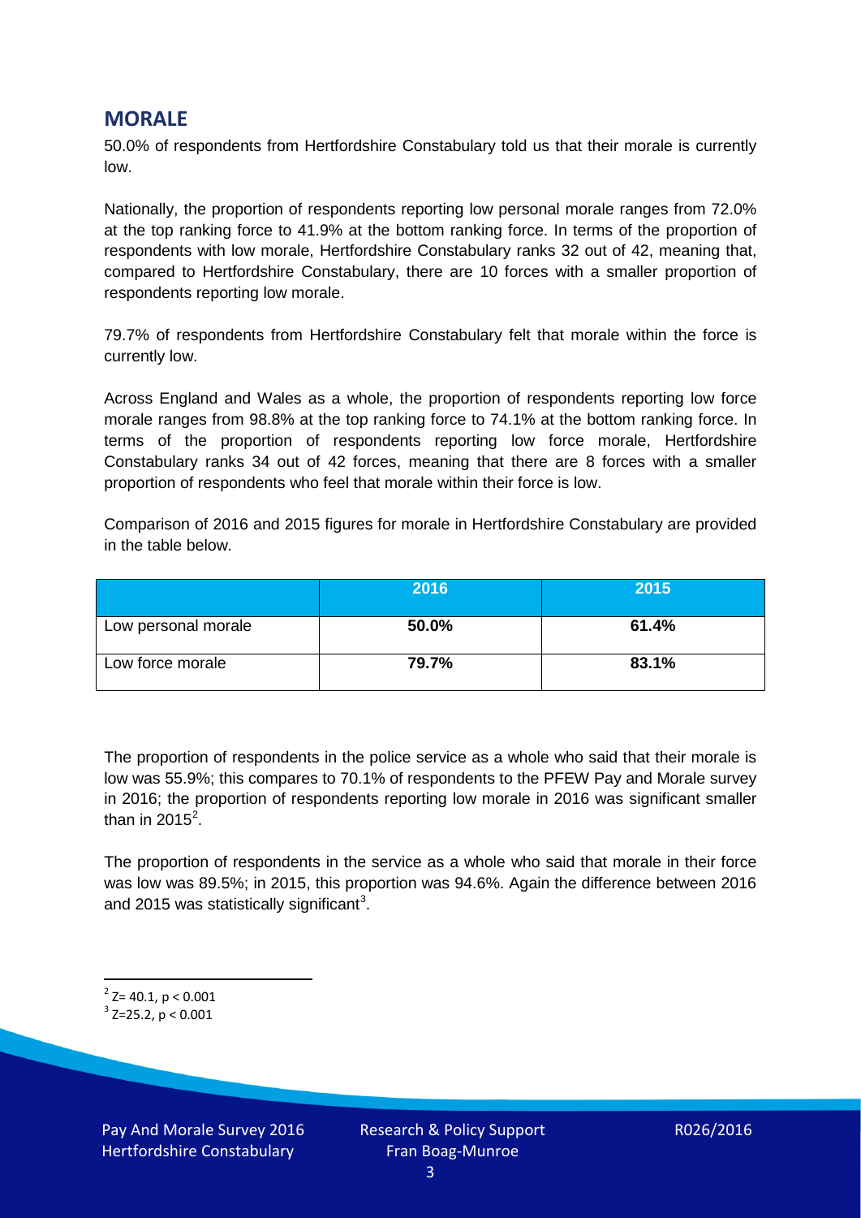## MORALE

50.0% of respondents from Hertfordshire Constabulary told us that their morale is currently low.

Nationally, the proportion of respondents reporting low personal morale ranges from 72.0% at the top ranking force to 41.9% at the bottom ranking force. In terms of the proportion of respondents with low morale, Hertfordshire Constabulary ranks 32 out of 42, meaning that, compared to Hertfordshire Constabulary, there are 10 forces with a smaller proportion of respondents reporting low morale.

79.7% of respondents from Hertfordshire Constabulary felt that morale within the force is currently low.

Across England and Wales as a whole, the proportion of respondents reporting low force morale ranges from 98.8% at the top ranking force to 74.1% at the bottom ranking force. In terms of the proportion of respondents reporting low force morale, Hertfordshire Constabulary ranks 34 out of 42 forces, meaning that there are 8 forces with a smaller proportion of respondents who feel that morale within their force is low.

Comparison of 2016 and 2015 figures for morale in Hertfordshire Constabulary are provided in the table below.

| | 2016 | 2015 |
|---|---|---|
| Low personal morale | **50.0%** | **61.4%** |
| Low force morale | **79.7%** | **83.1%** |

The proportion of respondents in the police service as a whole who said that their morale is low was 55.9%; this compares to 70.1% of respondents to the PFEW Pay and Morale survey in 2016; the proportion of respondents reporting low morale in 2016 was significant smaller than in 2015[2].

The proportion of respondents in the service as a whole who said that morale in their force was low was 89.5%; in 2015, this proportion was 94.6%. Again the difference between 2016 and 2015 was statistically significant[3].

[2] $Z= 40.1$, $p < 0.001$

[3] $Z=25.2$, $p < 0.001$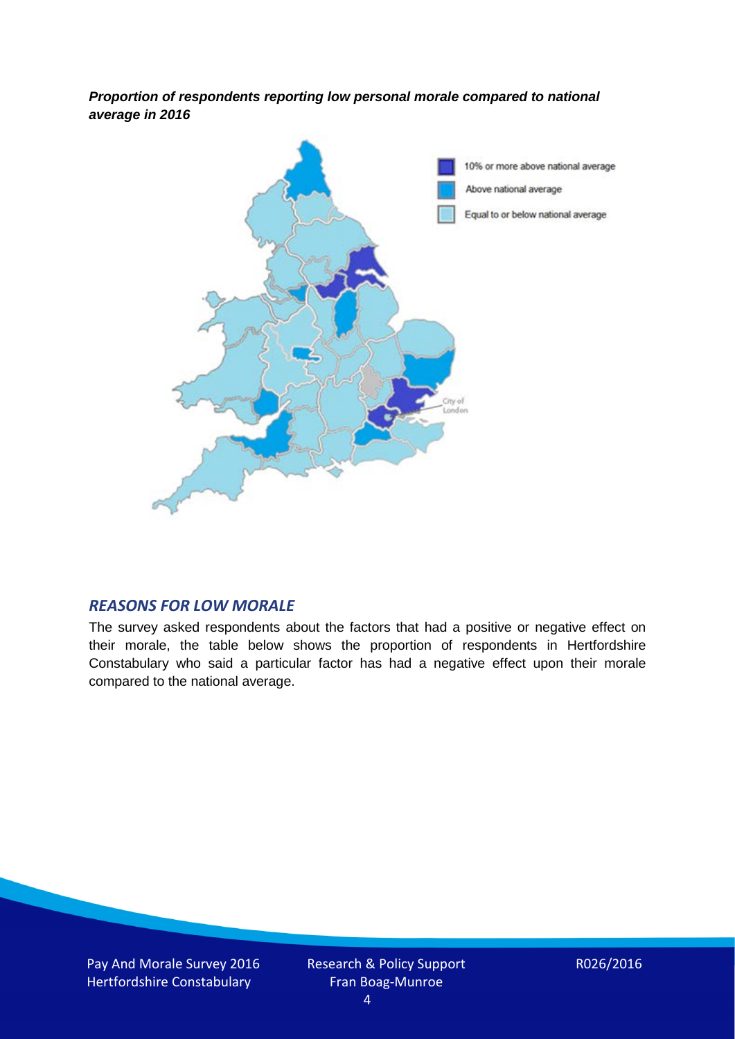***Proportion of respondents reporting low personal morale compared to national average in 2016***

10% or more above national average

Above national average

Equal to or below national average

### *REASONS FOR LOW MORALE*

The survey asked respondents about the factors that had a positive or negative effect on their morale, the table below shows the proportion of respondents in Hertfordshire Constabulary who said a particular factor has had a negative effect upon their morale compared to the national average.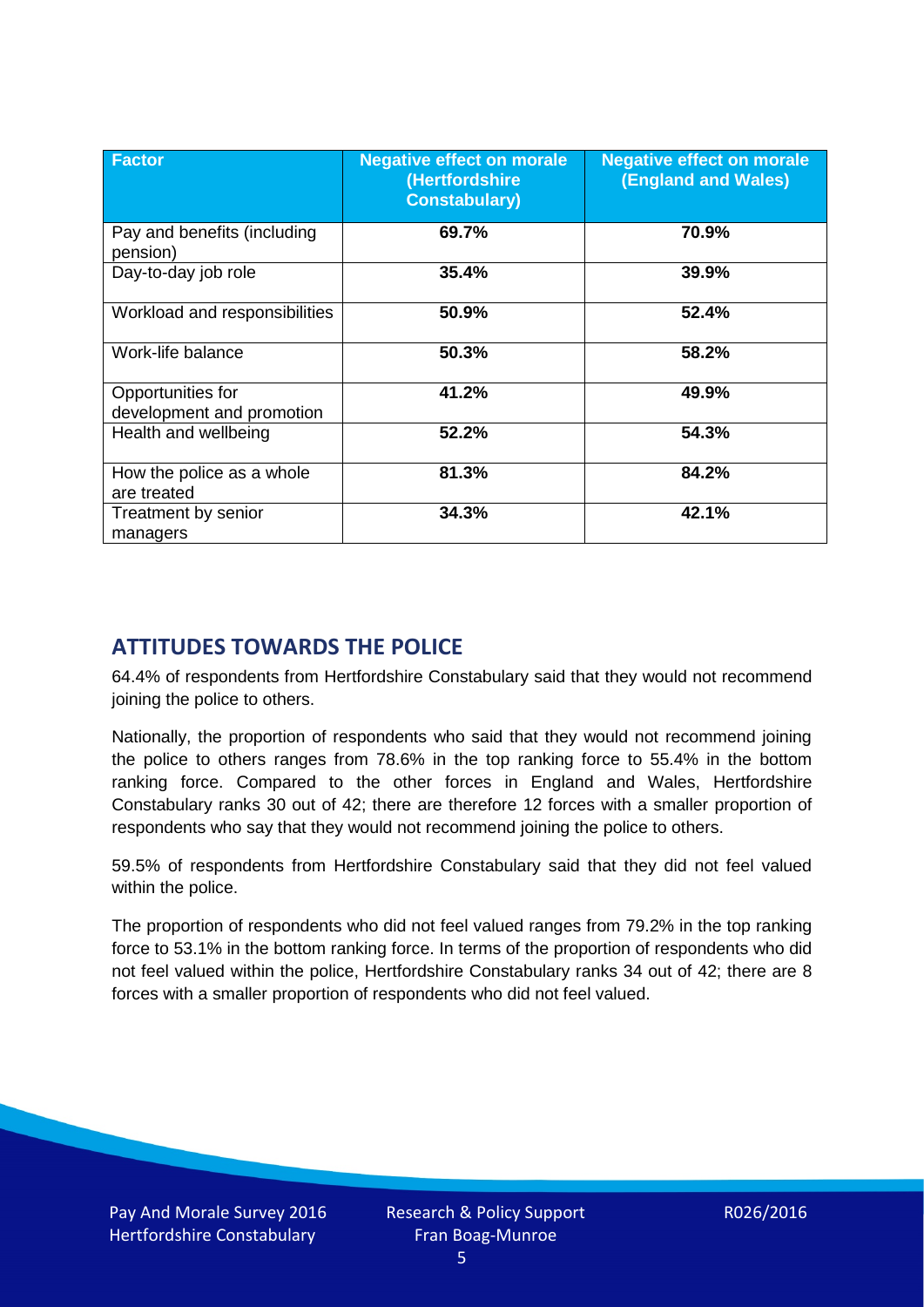| Factor | Negative effect on morale (Hertfordshire Constabulary) | Negative effect on morale (England and Wales) |
|---|---|---|
| Pay and benefits (including pension) | **69.7%** | **70.9%** |
| Day-to-day job role | **35.4%** | **39.9%** |
| Workload and responsibilities | **50.9%** | **52.4%** |
| Work-life balance | **50.3%** | **58.2%** |
| Opportunities for development and promotion | **41.2%** | **49.9%** |
| Health and wellbeing | **52.2%** | **54.3%** |
| How the police as a whole are treated | **81.3%** | **84.2%** |
| Treatment by senior managers | **34.3%** | **42.1%** |

## ATTITUDES TOWARDS THE POLICE

64.4% of respondents from Hertfordshire Constabulary said that they would not recommend joining the police to others.

Nationally, the proportion of respondents who said that they would not recommend joining the police to others ranges from 78.6% in the top ranking force to 55.4% in the bottom ranking force. Compared to the other forces in England and Wales, Hertfordshire Constabulary ranks 30 out of 42; there are therefore 12 forces with a smaller proportion of respondents who say that they would not recommend joining the police to others.

59.5% of respondents from Hertfordshire Constabulary said that they did not feel valued within the police.

The proportion of respondents who did not feel valued ranges from 79.2% in the top ranking force to 53.1% in the bottom ranking force. In terms of the proportion of respondents who did not feel valued within the police, Hertfordshire Constabulary ranks 34 out of 42; there are 8 forces with a smaller proportion of respondents who did not feel valued.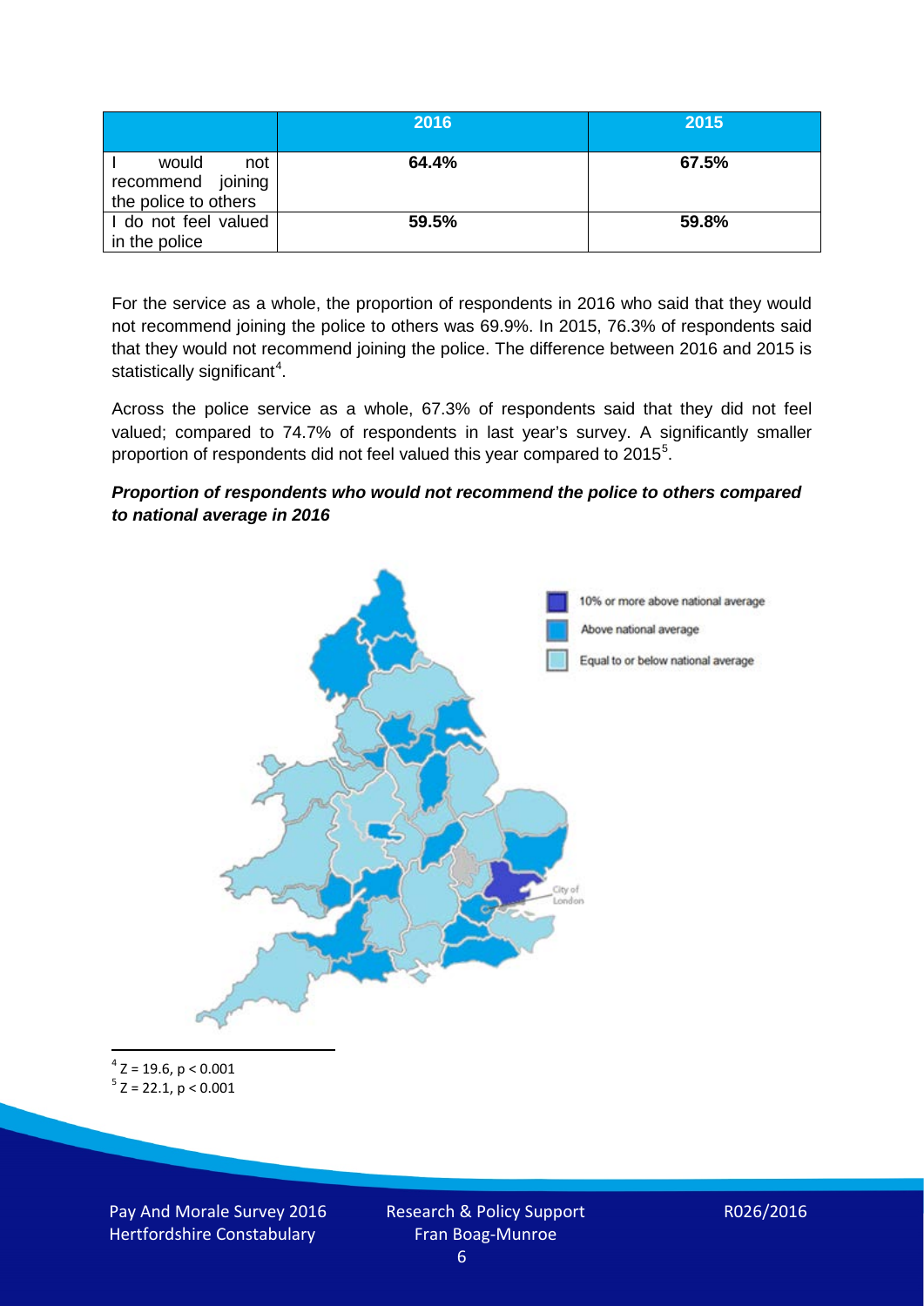| | 2016 | 2015 |
|---|---|---|
| I would not recommend joining the police to others | **64.4%** | **67.5%** |
| I do not feel valued in the police | **59.5%** | **59.8%** |

For the service as a whole, the proportion of respondents in 2016 who said that they would not recommend joining the police to others was 69.9%. In 2015, 76.3% of respondents said that they would not recommend joining the police. The difference between 2016 and 2015 is statistically significant[4].

Across the police service as a whole, 67.3% of respondents said that they did not feel valued; compared to 74.7% of respondents in last year's survey. A significantly smaller proportion of respondents did not feel valued this year compared to 2015[5].

***Proportion of respondents who would not recommend the police to others compared to national average in 2016***

10% or more above national average

Above national average

Equal to or below national average

City of London

[4] $Z = 19.6, p < 0.001$

[5] $Z = 22.1, p < 0.001$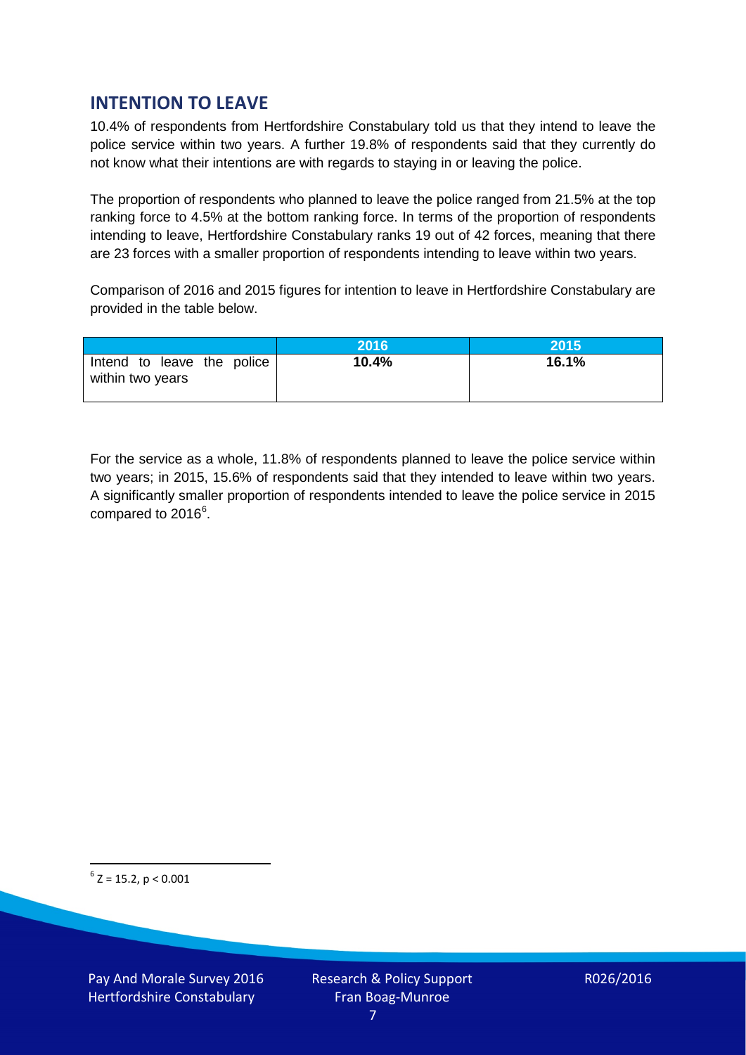## INTENTION TO LEAVE

10.4% of respondents from Hertfordshire Constabulary told us that they intend to leave the police service within two years. A further 19.8% of respondents said that they currently do not know what their intentions are with regards to staying in or leaving the police.

The proportion of respondents who planned to leave the police ranged from 21.5% at the top ranking force to 4.5% at the bottom ranking force. In terms of the proportion of respondents intending to leave, Hertfordshire Constabulary ranks 19 out of 42 forces, meaning that there are 23 forces with a smaller proportion of respondents intending to leave within two years.

Comparison of 2016 and 2015 figures for intention to leave in Hertfordshire Constabulary are provided in the table below.

| | 2016 | 2015 |
|---|---|---|
| Intend to leave the police within two years | **10.4%** | **16.1%** |

For the service as a whole, 11.8% of respondents planned to leave the police service within two years; in 2015, 15.6% of respondents said that they intended to leave within two years. A significantly smaller proportion of respondents intended to leave the police service in 2015 compared to 2016[6].

[6] $Z = 15.2$, $p < 0.001$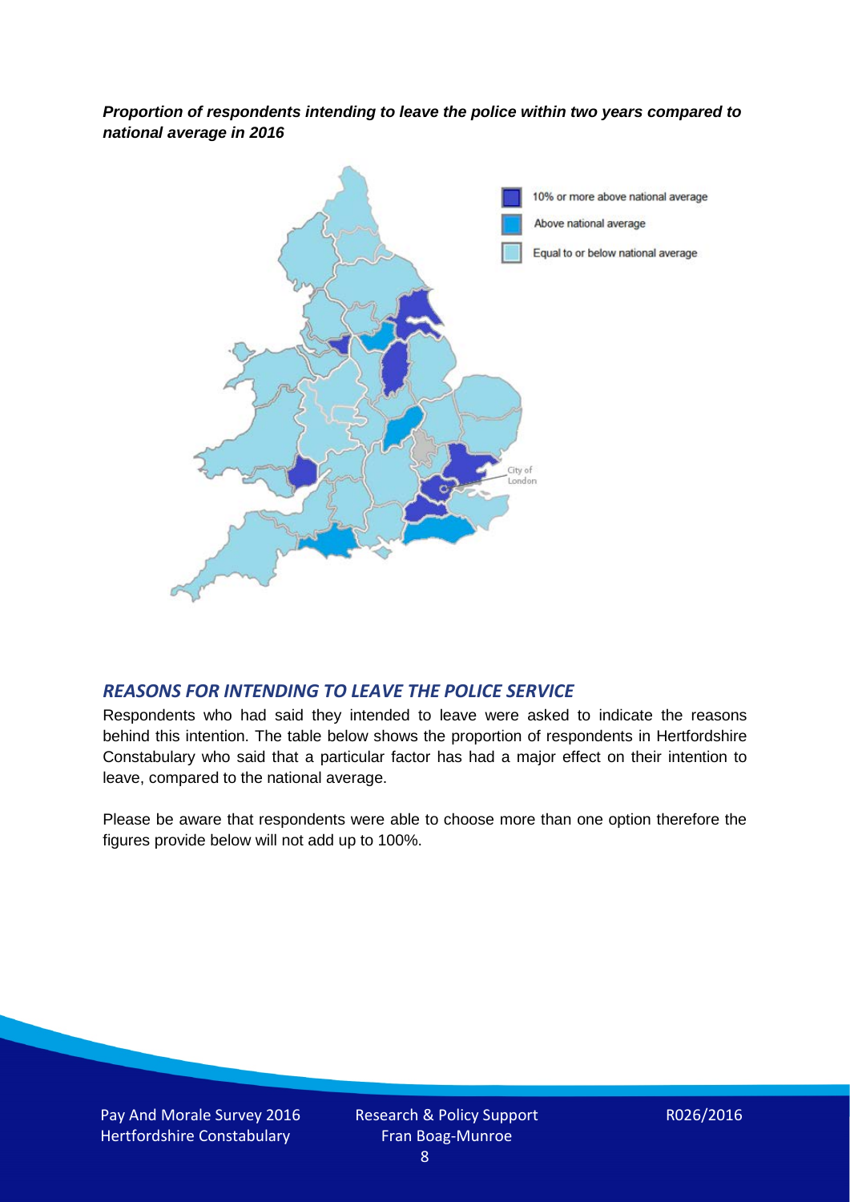***Proportion of respondents intending to leave the police within two years compared to national average in 2016***

10% or more above national average

Above national average

Equal to or below national average

City of London

## *REASONS FOR INTENDING TO LEAVE THE POLICE SERVICE*

Respondents who had said they intended to leave were asked to indicate the reasons behind this intention. The table below shows the proportion of respondents in Hertfordshire Constabulary who said that a particular factor has had a major effect on their intention to leave, compared to the national average.

Please be aware that respondents were able to choose more than one option therefore the figures provide below will not add up to 100%.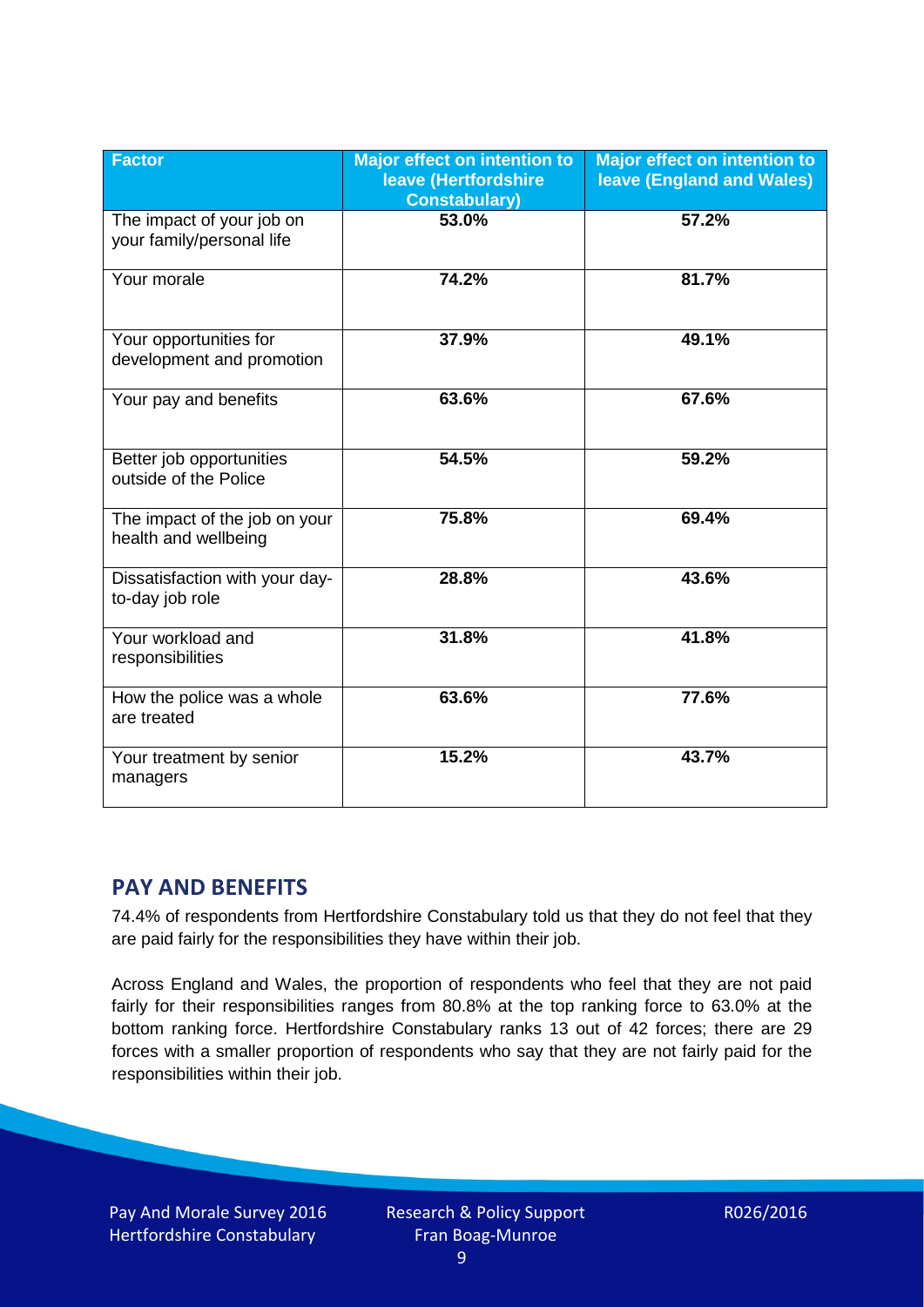| Factor | Major effect on intention to leave (Hertfordshire Constabulary) | Major effect on intention to leave (England and Wales) |
|---|---|---|
| The impact of your job on your family/personal life | 53.0% | 57.2% |
| Your morale | 74.2% | 81.7% |
| Your opportunities for development and promotion | 37.9% | 49.1% |
| Your pay and benefits | 63.6% | 67.6% |
| Better job opportunities outside of the Police | 54.5% | 59.2% |
| The impact of the job on your health and wellbeing | 75.8% | 69.4% |
| Dissatisfaction with your day-to-day job role | 28.8% | 43.6% |
| Your workload and responsibilities | 31.8% | 41.8% |
| How the police was a whole are treated | 63.6% | 77.6% |
| Your treatment by senior managers | 15.2% | 43.7% |

## PAY AND BENEFITS

74.4% of respondents from Hertfordshire Constabulary told us that they do not feel that they are paid fairly for the responsibilities they have within their job.

Across England and Wales, the proportion of respondents who feel that they are not paid fairly for their responsibilities ranges from 80.8% at the top ranking force to 63.0% at the bottom ranking force. Hertfordshire Constabulary ranks 13 out of 42 forces; there are 29 forces with a smaller proportion of respondents who say that they are not fairly paid for the responsibilities within their job.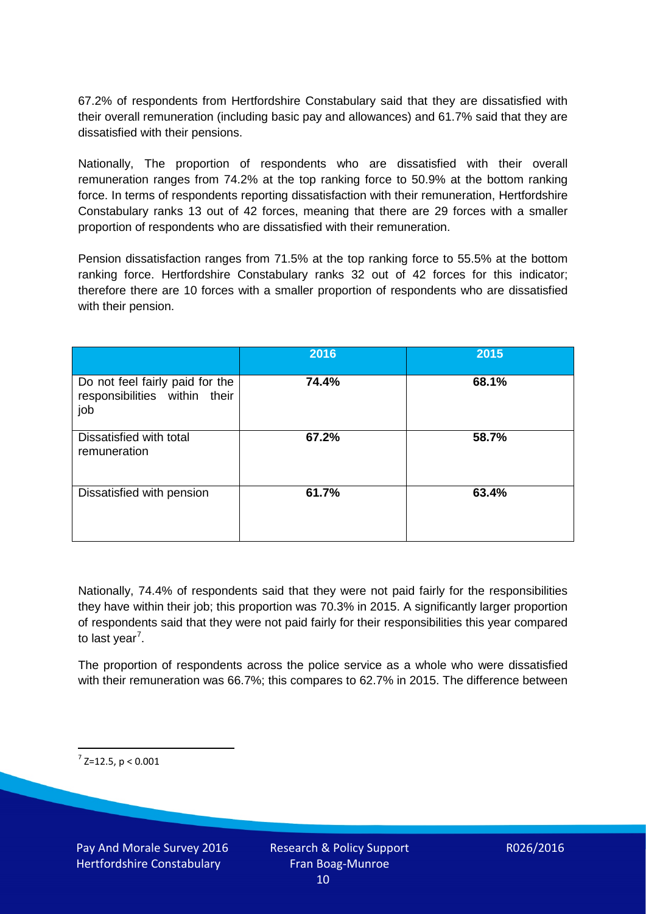67.2% of respondents from Hertfordshire Constabulary said that they are dissatisfied with their overall remuneration (including basic pay and allowances) and 61.7% said that they are dissatisfied with their pensions.

Nationally, The proportion of respondents who are dissatisfied with their overall remuneration ranges from 74.2% at the top ranking force to 50.9% at the bottom ranking force. In terms of respondents reporting dissatisfaction with their remuneration, Hertfordshire Constabulary ranks 13 out of 42 forces, meaning that there are 29 forces with a smaller proportion of respondents who are dissatisfied with their remuneration.

Pension dissatisfaction ranges from 71.5% at the top ranking force to 55.5% at the bottom ranking force. Hertfordshire Constabulary ranks 32 out of 42 forces for this indicator; therefore there are 10 forces with a smaller proportion of respondents who are dissatisfied with their pension.

| | 2016 | 2015 |
|---|---|---|
| Do not feel fairly paid for the responsibilities within their job | **74.4%** | **68.1%** |
| Dissatisfied with total remuneration | **67.2%** | **58.7%** |
| Dissatisfied with pension | **61.7%** | **63.4%** |

Nationally, 74.4% of respondents said that they were not paid fairly for the responsibilities they have within their job; this proportion was 70.3% in 2015. A significantly larger proportion of respondents said that they were not paid fairly for their responsibilities this year compared to last year[7].

The proportion of respondents across the police service as a whole who were dissatisfied with their remuneration was 66.7%; this compares to 62.7% in 2015. The difference between

[7] $Z=12.5$, $p < 0.001$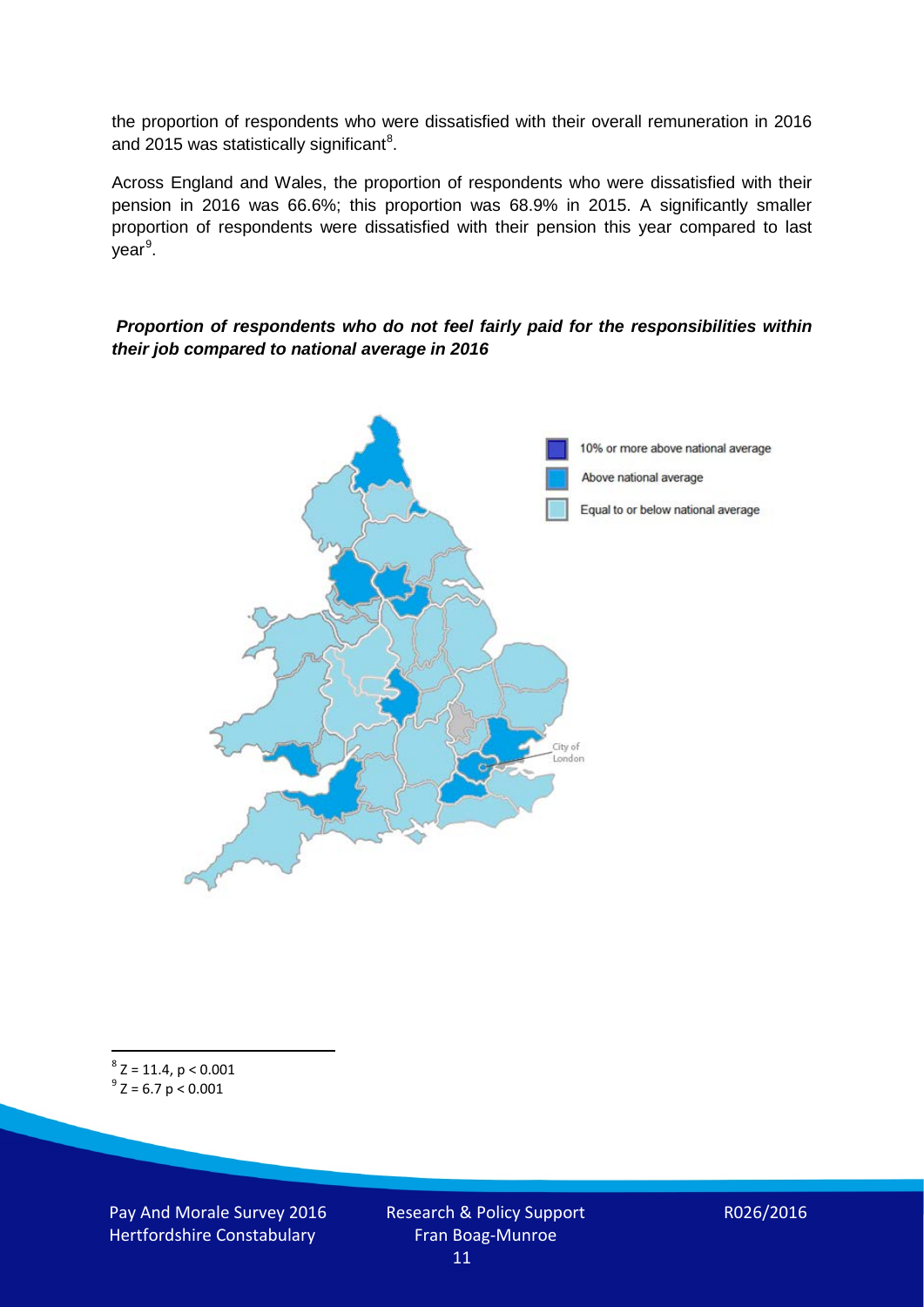the proportion of respondents who were dissatisfied with their overall remuneration in 2016 and 2015 was statistically significant[8].

Across England and Wales, the proportion of respondents who were dissatisfied with their pension in 2016 was 66.6%; this proportion was 68.9% in 2015. A significantly smaller proportion of respondents were dissatisfied with their pension this year compared to last year[9].

***Proportion of respondents who do not feel fairly paid for the responsibilities within their job compared to national average in 2016***

10% or more above national average

Above national average

Equal to or below national average

City of London

[8] $Z = 11.4$, $p < 0.001$

[9] $Z = 6.7$ $p < 0.001$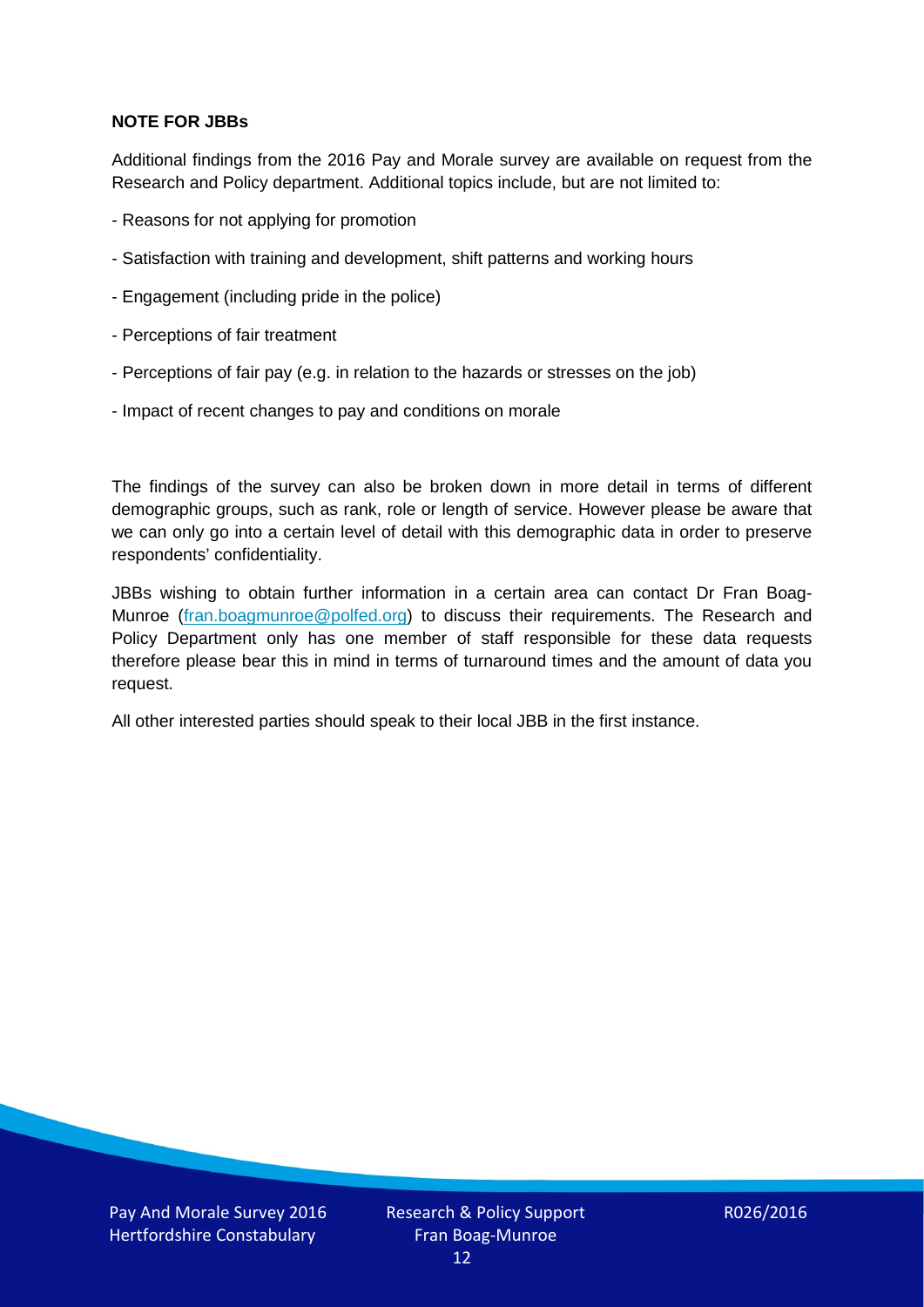**NOTE FOR JBBs**

Additional findings from the 2016 Pay and Morale survey are available on request from the Research and Policy department. Additional topics include, but are not limited to:

- Reasons for not applying for promotion
- Satisfaction with training and development, shift patterns and working hours
- Engagement (including pride in the police)
- Perceptions of fair treatment
- Perceptions of fair pay (e.g. in relation to the hazards or stresses on the job)
- Impact of recent changes to pay and conditions on morale

The findings of the survey can also be broken down in more detail in terms of different demographic groups, such as rank, role or length of service. However please be aware that we can only go into a certain level of detail with this demographic data in order to preserve respondents' confidentiality.

JBBs wishing to obtain further information in a certain area can contact Dr Fran Boag-Munroe (fran.boagmunroe@polfed.org) to discuss their requirements. The Research and Policy Department only has one member of staff responsible for these data requests therefore please bear this in mind in terms of turnaround times and the amount of data you request.

All other interested parties should speak to their local JBB in the first instance.